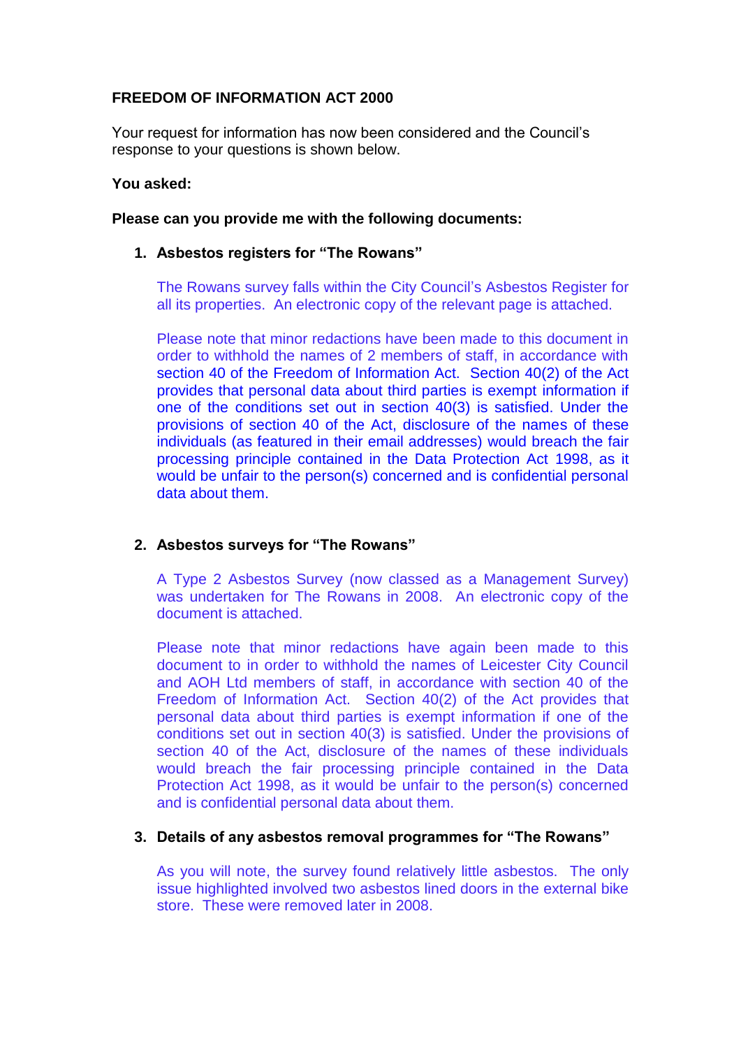**FREEDOM OF INFORMATION ACT 2000**

Your request for information has now been considered and the Council's response to your questions is shown below.

**You asked:**

**Please can you provide me with the following documents:**

1. **Asbestos registers for "The Rowans"**

   The Rowans survey falls within the City Council's Asbestos Register for all its properties. An electronic copy of the relevant page is attached.

   Please note that minor redactions have been made to this document in order to withhold the names of 2 members of staff, in accordance with section 40 of the Freedom of Information Act. Section 40(2) of the Act provides that personal data about third parties is exempt information if one of the conditions set out in section 40(3) is satisfied. Under the provisions of section 40 of the Act, disclosure of the names of these individuals (as featured in their email addresses) would breach the fair processing principle contained in the Data Protection Act 1998, as it would be unfair to the person(s) concerned and is confidential personal data about them.

2. **Asbestos surveys for "The Rowans"**

   A Type 2 Asbestos Survey (now classed as a Management Survey) was undertaken for The Rowans in 2008. An electronic copy of the document is attached.

   Please note that minor redactions have again been made to this document to in order to withhold the names of Leicester City Council and AOH Ltd members of staff, in accordance with section 40 of the Freedom of Information Act. Section 40(2) of the Act provides that personal data about third parties is exempt information if one of the conditions set out in section 40(3) is satisfied. Under the provisions of section 40 of the Act, disclosure of the names of these individuals would breach the fair processing principle contained in the Data Protection Act 1998, as it would be unfair to the person(s) concerned and is confidential personal data about them.

3. **Details of any asbestos removal programmes for "The Rowans"**

   As you will note, the survey found relatively little asbestos. The only issue highlighted involved two asbestos lined doors in the external bike store. These were removed later in 2008.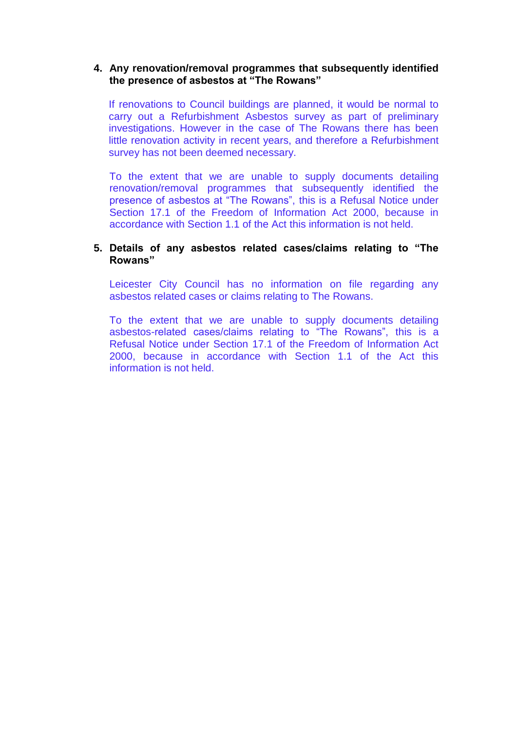4. **Any renovation/removal programmes that subsequently identified the presence of asbestos at "The Rowans"**

   If renovations to Council buildings are planned, it would be normal to carry out a Refurbishment Asbestos survey as part of preliminary investigations. However in the case of The Rowans there has been little renovation activity in recent years, and therefore a Refurbishment survey has not been deemed necessary.

   To the extent that we are unable to supply documents detailing renovation/removal programmes that subsequently identified the presence of asbestos at "The Rowans", this is a Refusal Notice under Section 17.1 of the Freedom of Information Act 2000, because in accordance with Section 1.1 of the Act this information is not held.

5. **Details of any asbestos related cases/claims relating to "The Rowans"**

   Leicester City Council has no information on file regarding any asbestos related cases or claims relating to The Rowans.

   To the extent that we are unable to supply documents detailing asbestos-related cases/claims relating to "The Rowans", this is a Refusal Notice under Section 17.1 of the Freedom of Information Act 2000, because in accordance with Section 1.1 of the Act this information is not held.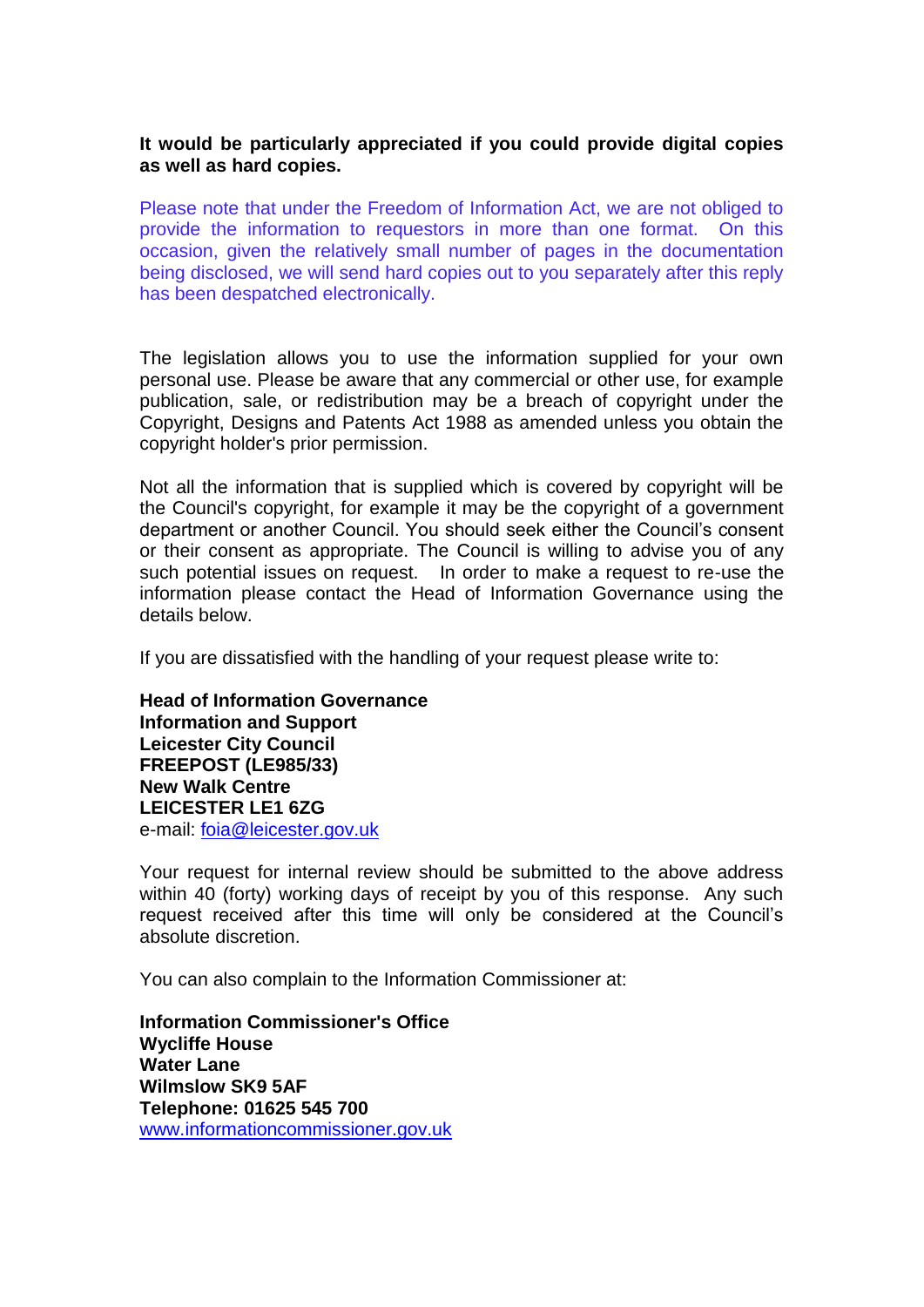**It would be particularly appreciated if you could provide digital copies as well as hard copies.**

Please note that under the Freedom of Information Act, we are not obliged to provide the information to requestors in more than one format. On this occasion, given the relatively small number of pages in the documentation being disclosed, we will send hard copies out to you separately after this reply has been despatched electronically.

The legislation allows you to use the information supplied for your own personal use. Please be aware that any commercial or other use, for example publication, sale, or redistribution may be a breach of copyright under the Copyright, Designs and Patents Act 1988 as amended unless you obtain the copyright holder's prior permission.

Not all the information that is supplied which is covered by copyright will be the Council's copyright, for example it may be the copyright of a government department or another Council. You should seek either the Council's consent or their consent as appropriate. The Council is willing to advise you of any such potential issues on request. In order to make a request to re-use the information please contact the Head of Information Governance using the details below.

If you are dissatisfied with the handling of your request please write to:

**Head of Information Governance**
**Information and Support**
**Leicester City Council**
**FREEPOST (LE985/33)**
**New Walk Centre**
**LEICESTER LE1 6ZG**
e-mail: foia@leicester.gov.uk

Your request for internal review should be submitted to the above address within 40 (forty) working days of receipt by you of this response. Any such request received after this time will only be considered at the Council's absolute discretion.

You can also complain to the Information Commissioner at:

**Information Commissioner's Office**
**Wycliffe House**
**Water Lane**
**Wilmslow SK9 5AF**
**Telephone: 01625 545 700**
www.informationcommissioner.gov.uk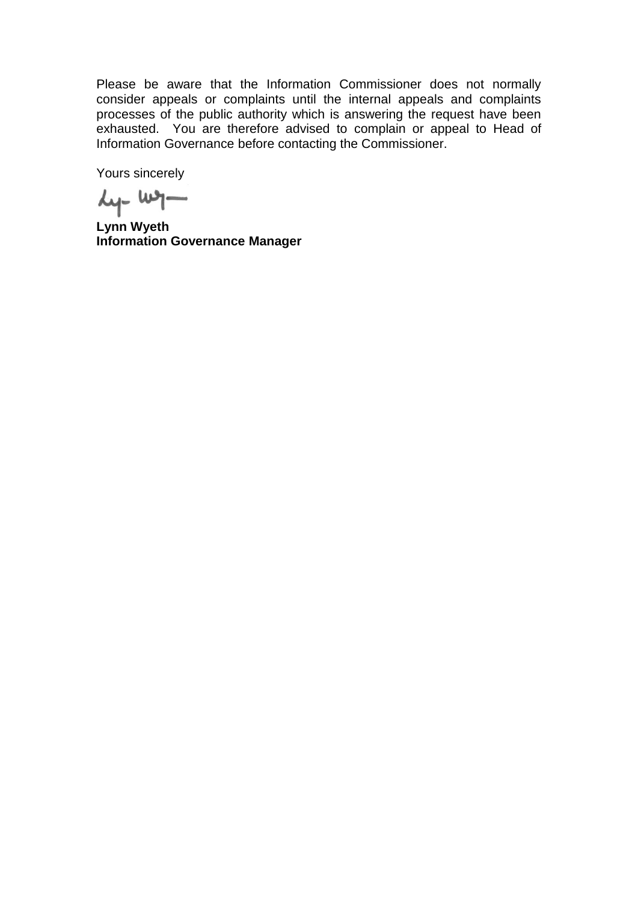Please be aware that the Information Commissioner does not normally consider appeals or complaints until the internal appeals and complaints processes of the public authority which is answering the request have been exhausted.  You are therefore advised to complain or appeal to Head of Information Governance before contacting the Commissioner.

Yours sincerely

**Lynn Wyeth**
**Information Governance Manager**